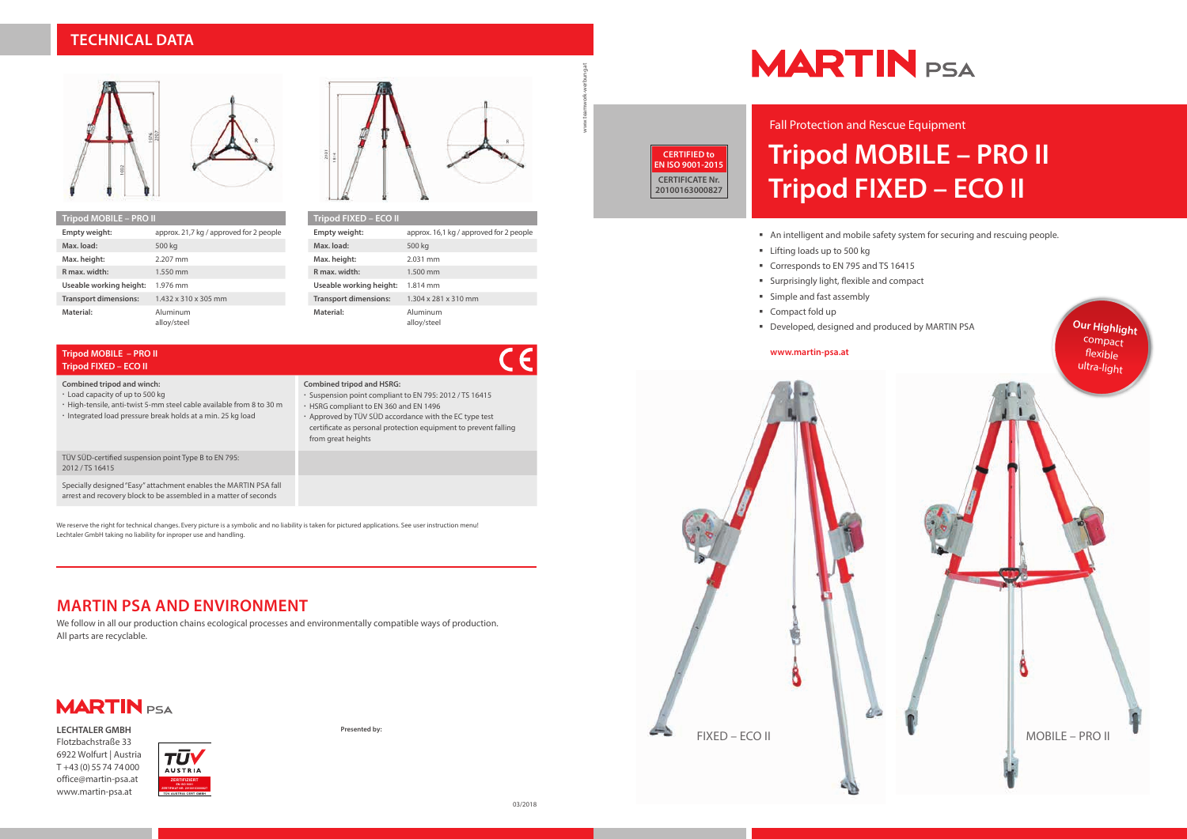## TECHNICAL DATA

| Tripod MOBILE – PRO II | |
|---|---|
| Empty weight: | approx. 21,7 kg / approved for 2 people |
| Max. load: | 500 kg |
| Max. height: | 2.207 mm |
| R max. width: | 1.550 mm |
| Useable working height: | 1.976 mm |
| Transport dimensions: | 1.432 x 310 x 305 mm |
| Material: | Aluminum alloy/steel |

| Tripod FIXED – ECO II | |
|---|---|
| Empty weight: | approx. 16,1 kg / approved for 2 people |
| Max. load: | 500 kg |
| Max. height: | 2.031 mm |
| R max. width: | 1.500 mm |
| Useable working height: | 1.814 mm |
| Transport dimensions: | 1.304 x 281 x 310 mm |
| Material: | Aluminum alloy/steel |

### Tripod MOBILE – PRO II
### Tripod FIXED – ECO II

CE

**Combined tripod and winch:**
- Load capacity of up to 500 kg
- High-tensile, anti-twist 5-mm steel cable available from 8 to 30 m
- Integrated load pressure break holds at a min. 25 kg load

**Combined tripod and HSRG:**
- Suspension point compliant to EN 795: 2012 / TS 16415
- HSRG compliant to EN 360 and EN 1496
- Approved by TÜV SÜD accordance with the EC type test certificate as personal protection equipment to prevent falling from great heights

TÜV SÜD-certified suspension point Type B to EN 795: 2012 / TS 16415

Specially designed "Easy" attachment enables the MARTIN PSA fall arrest and recovery block to be assembled in a matter of seconds

We reserve the right for technical changes. Every picture is a symbolic and no liability is taken for pictured applications. See user instruction menu! Lechtaler GmbH taking no liability for inproper use and handling.

## MARTIN PSA AND ENVIRONMENT

We follow in all our production chains ecological processes and environmentally compatible ways of production. All parts are recyclable.

MARTIN PSA

**LECHTALER GMBH**
Flotzbachstraße 33
6922 Wolfurt | Austria
T +43 (0) 55 74 74 000
office@martin-psa.at
www.martin-psa.at

TÜV AUSTRIA ZERTIFIZIERT

**Presented by:**

03/2018

www.teamwork-werbung.at

# MARTIN PSA

**CERTIFIED to EN ISO 9001-2015**
**CERTIFICATE Nr. 20100163000827**

Fall Protection and Rescue Equipment

# Tripod MOBILE – PRO II
# Tripod FIXED – ECO II

- An intelligent and mobile safety system for securing and rescuing people.
- Lifting loads up to 500 kg
- Corresponds to EN 795 and TS 16415
- Surprisingly light, flexible and compact
- Simple and fast assembly
- Compact fold up
- Developed, designed and produced by MARTIN PSA

**www.martin-psa.at**

**Our Highlight** compact flexible ultra-light

FIXED – ECO II

MOBILE – PRO II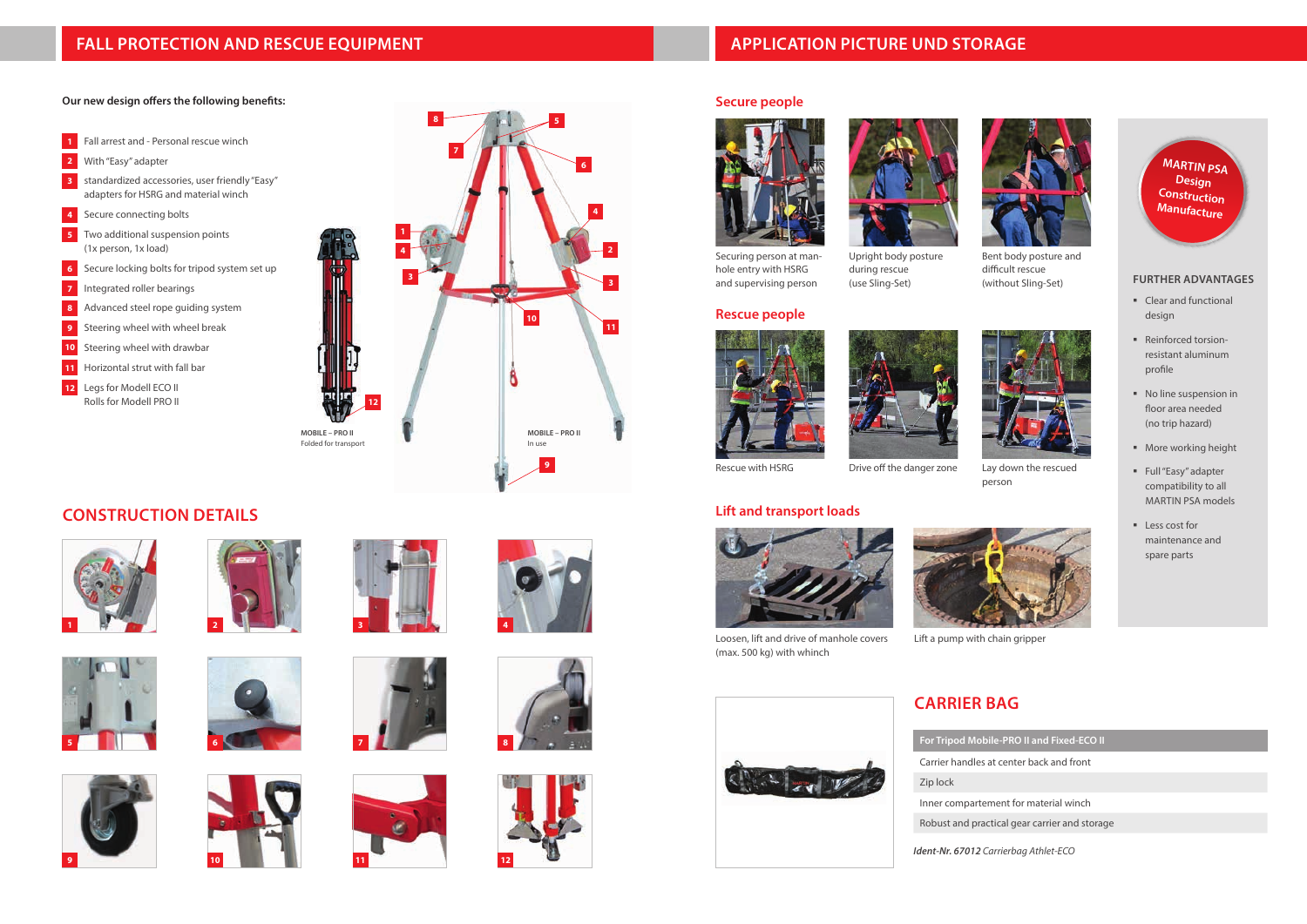# FALL PROTECTION AND RESCUE EQUIPMENT

**Our new design offers the following benefits:**

1. Fall arrest - Personal rescue winch
2. With "Easy" adapter
3. standardized accessories, user friendly "Easy" adapters for HSRG and material winch
4. Secure connecting bolts
5. Two additional suspension points (1x person, 1x load)
6. Secure locking bolts for tripod system set up
7. Integrated roller bearings
8. Advanced steel rope guiding system
9. Steering wheel with wheel break
10. Steering wheel with drawbar
11. Horizontal strut with fall bar
12. Legs for Modell ECO II
    Rolls for Modell PRO II

MOBILE – PRO II
Folded for transport

MOBILE – PRO II
In use

## CONSTRUCTION DETAILS

# APPLICATION PICTURE UND STORAGE

## Secure people

Securing person at manhole entry with HSRG and supervising person

Upright body posture during rescue (use Sling-Set)

Bent body posture and difficult rescue (without Sling-Set)

## Rescue people

Rescue with HSRG

Drive off the danger zone

Lay down the rescued person

## Lift and transport loads

Loosen, lift and drive of manhole covers (max. 500 kg) with whinch

Lift a pump with chain gripper

MARTIN PSA Design Construction Manufacture

### FURTHER ADVANTAGES

- Clear and functional design
- Reinforced torsion-resistant aluminum profile
- No line suspension in floor area needed (no trip hazard)
- More working height
- Full "Easy" adapter compatibility to all MARTIN PSA models
- Less cost for maintenance and spare parts

## CARRIER BAG

| For Tripod Mobile-PRO II and Fixed-ECO II |
|---|
| Carrier handles at center back and front |
| Zip lock |
| Inner compartement for material winch |
| Robust and practical gear carrier and storage |

***Ident-Nr. 67012** Carrierbag Athlet-ECO*